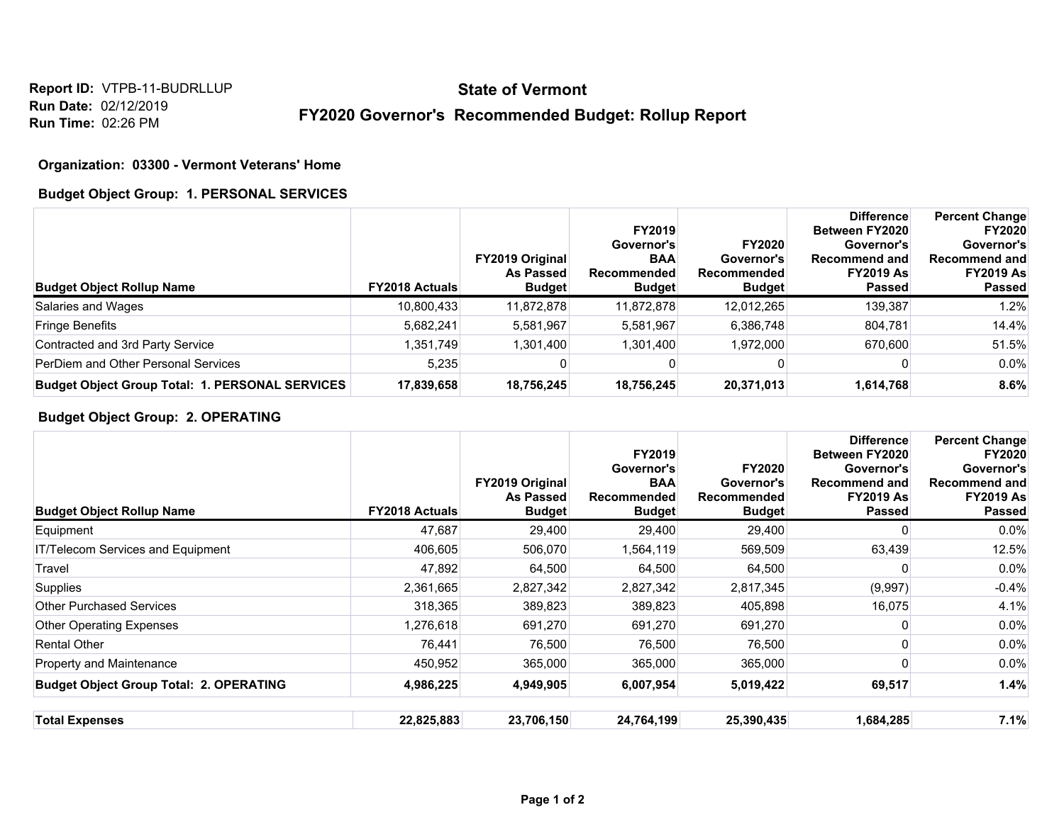**Report ID:** VTPB-11-BUDRLLUP
**Run Date:** 02/12/2019
**Run Time:** 02:26 PM

# State of Vermont

## FY2020 Governor's Recommended Budget: Rollup Report

**Organization: 03300 - Vermont Veterans' Home**

**Budget Object Group: 1. PERSONAL SERVICES**

| Budget Object Rollup Name | FY2018 Actuals | FY2019 Original As Passed Budget | FY2019 Governor's BAA Recommended Budget | FY2020 Governor's Recommended Budget | Difference Between FY2020 Governor's Recommend and FY2019 As Passed | Percent Change FY2020 Governor's Recommend and FY2019 As Passed |
|---|---|---|---|---|---|---|
| Salaries and Wages | 10,800,433 | 11,872,878 | 11,872,878 | 12,012,265 | 139,387 | 1.2% |
| Fringe Benefits | 5,682,241 | 5,581,967 | 5,581,967 | 6,386,748 | 804,781 | 14.4% |
| Contracted and 3rd Party Service | 1,351,749 | 1,301,400 | 1,301,400 | 1,972,000 | 670,600 | 51.5% |
| PerDiem and Other Personal Services | 5,235 | 0 | 0 | 0 | 0 | 0.0% |
| **Budget Object Group Total: 1. PERSONAL SERVICES** | **17,839,658** | **18,756,245** | **18,756,245** | **20,371,013** | **1,614,768** | **8.6%** |

**Budget Object Group: 2. OPERATING**

| Budget Object Rollup Name | FY2018 Actuals | FY2019 Original As Passed Budget | FY2019 Governor's BAA Recommended Budget | FY2020 Governor's Recommended Budget | Difference Between FY2020 Governor's Recommend and FY2019 As Passed | Percent Change FY2020 Governor's Recommend and FY2019 As Passed |
|---|---|---|---|---|---|---|
| Equipment | 47,687 | 29,400 | 29,400 | 29,400 | 0 | 0.0% |
| IT/Telecom Services and Equipment | 406,605 | 506,070 | 1,564,119 | 569,509 | 63,439 | 12.5% |
| Travel | 47,892 | 64,500 | 64,500 | 64,500 | 0 | 0.0% |
| Supplies | 2,361,665 | 2,827,342 | 2,827,342 | 2,817,345 | (9,997) | -0.4% |
| Other Purchased Services | 318,365 | 389,823 | 389,823 | 405,898 | 16,075 | 4.1% |
| Other Operating Expenses | 1,276,618 | 691,270 | 691,270 | 691,270 | 0 | 0.0% |
| Rental Other | 76,441 | 76,500 | 76,500 | 76,500 | 0 | 0.0% |
| Property and Maintenance | 450,952 | 365,000 | 365,000 | 365,000 | 0 | 0.0% |
| **Budget Object Group Total: 2. OPERATING** | **4,986,225** | **4,949,905** | **6,007,954** | **5,019,422** | **69,517** | **1.4%** |
| **Total Expenses** | **22,825,883** | **23,706,150** | **24,764,199** | **25,390,435** | **1,684,285** | **7.1%** |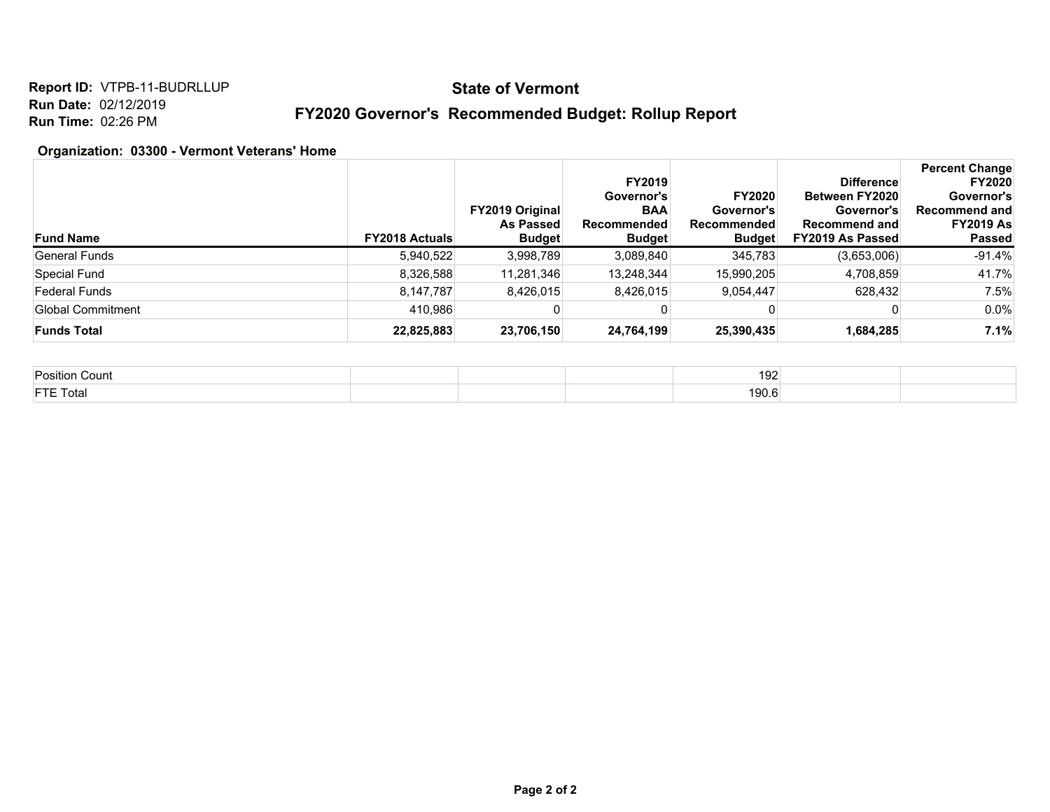**Report ID:** VTPB-11-BUDRLLUP
**Run Date:** 02/12/2019
**Run Time:** 02:26 PM

# State of Vermont

## FY2020 Governor's Recommended Budget: Rollup Report

**Organization: 03300 - Vermont Veterans' Home**

| Fund Name | FY2018 Actuals | FY2019 Original As Passed Budget | FY2019 Governor's BAA Recommended Budget | FY2020 Governor's Recommended Budget | Difference Between FY2020 Governor's Recommend and FY2019 As Passed | Percent Change FY2020 Governor's Recommend and FY2019 As Passed |
|---|---|---|---|---|---|---|
| General Funds | 5,940,522 | 3,998,789 | 3,089,840 | 345,783 | (3,653,006) | -91.4% |
| Special Fund | 8,326,588 | 11,281,346 | 13,248,344 | 15,990,205 | 4,708,859 | 41.7% |
| Federal Funds | 8,147,787 | 8,426,015 | 8,426,015 | 9,054,447 | 628,432 | 7.5% |
| Global Commitment | 410,986 | 0 | 0 | 0 | 0 | 0.0% |
| **Funds Total** | **22,825,883** | **23,706,150** | **24,764,199** | **25,390,435** | **1,684,285** | **7.1%** |

| | | | | | | |
|---|---|---|---|---|---|---|
| Position Count | | | | 192 | | |
| FTE Total | | | | 190.6 | | |